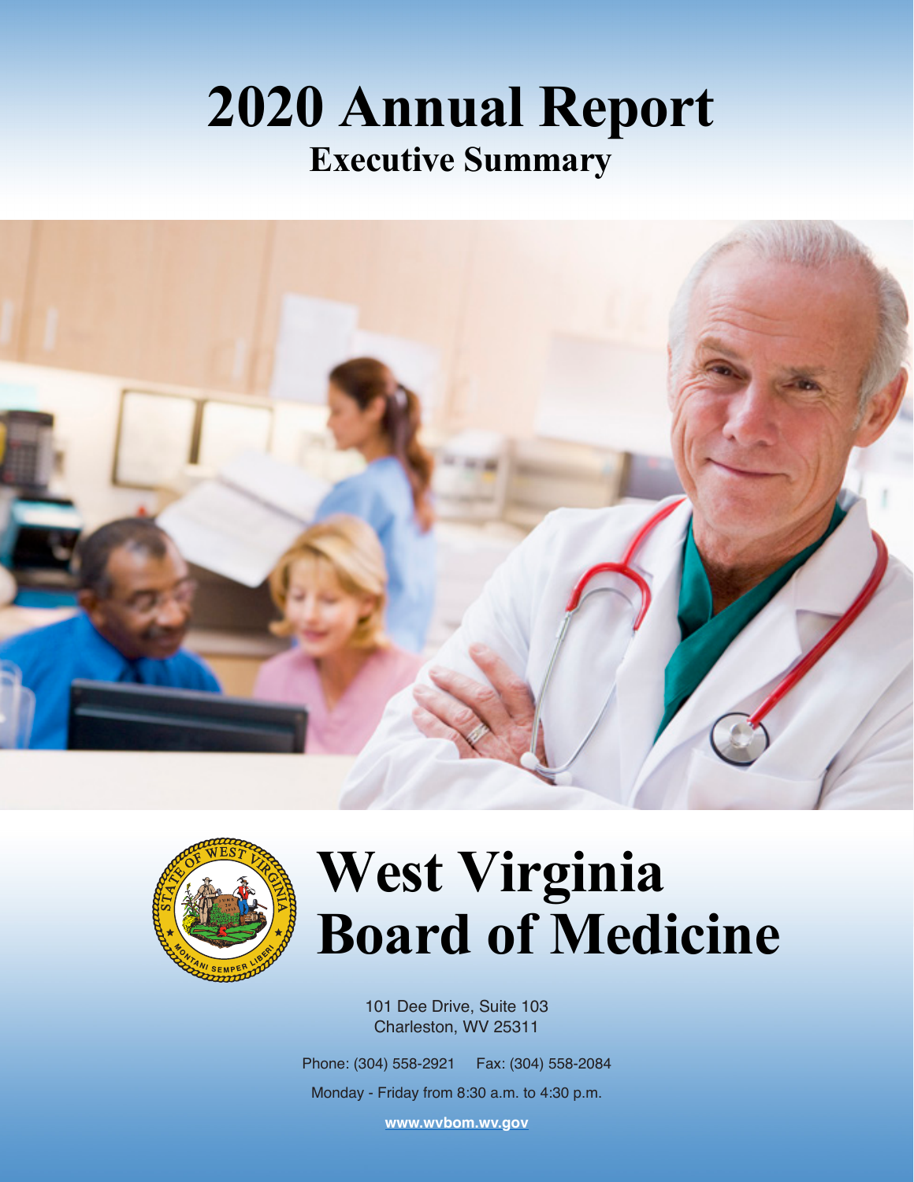# 2020 Annual Report

## Executive Summary

# West Virginia Board of Medicine

101 Dee Drive, Suite 103
Charleston, WV 25311

Phone: (304) 558-2921 Fax: (304) 558-2084

Monday - Friday from 8:30 a.m. to 4:30 p.m.

www.wvbom.wv.gov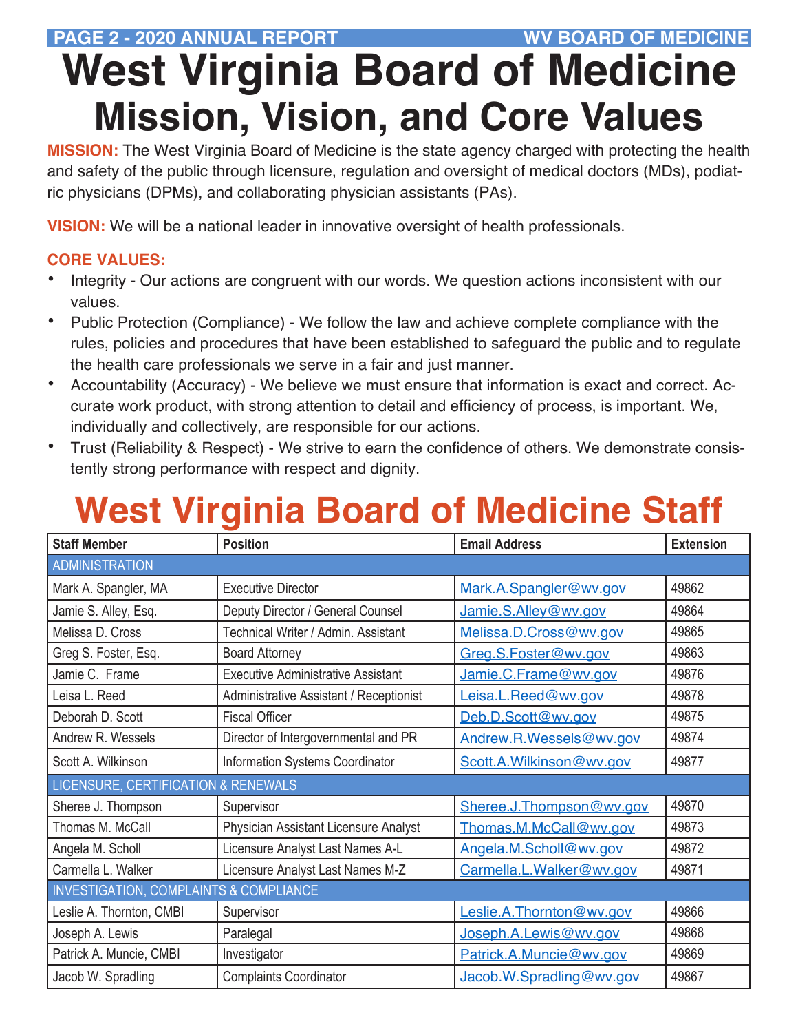# West Virginia Board of Medicine
# Mission, Vision, and Core Values

**MISSION:** The West Virginia Board of Medicine is the state agency charged with protecting the health and safety of the public through licensure, regulation and oversight of medical doctors (MDs), podiatric physicians (DPMs), and collaborating physician assistants (PAs).

**VISION:** We will be a national leader in innovative oversight of health professionals.

**CORE VALUES:**

- Integrity - Our actions are congruent with our words. We question actions inconsistent with our values.
- Public Protection (Compliance) - We follow the law and achieve complete compliance with the rules, policies and procedures that have been established to safeguard the public and to regulate the health care professionals we serve in a fair and just manner.
- Accountability (Accuracy) - We believe we must ensure that information is exact and correct. Accurate work product, with strong attention to detail and efficiency of process, is important. We, individually and collectively, are responsible for our actions.
- Trust (Reliability & Respect) - We strive to earn the confidence of others. We demonstrate consistently strong performance with respect and dignity.

## West Virginia Board of Medicine Staff

| Staff Member | Position | Email Address | Extension |
|---|---|---|---|
| ADMINISTRATION | | | |
| Mark A. Spangler, MA | Executive Director | Mark.A.Spangler@wv.gov | 49862 |
| Jamie S. Alley, Esq. | Deputy Director / General Counsel | Jamie.S.Alley@wv.gov | 49864 |
| Melissa D. Cross | Technical Writer / Admin. Assistant | Melissa.D.Cross@wv.gov | 49865 |
| Greg S. Foster, Esq. | Board Attorney | Greg.S.Foster@wv.gov | 49863 |
| Jamie C. Frame | Executive Administrative Assistant | Jamie.C.Frame@wv.gov | 49876 |
| Leisa L. Reed | Administrative Assistant / Receptionist | Leisa.L.Reed@wv.gov | 49878 |
| Deborah D. Scott | Fiscal Officer | Deb.D.Scott@wv.gov | 49875 |
| Andrew R. Wessels | Director of Intergovernmental and PR | Andrew.R.Wessels@wv.gov | 49874 |
| Scott A. Wilkinson | Information Systems Coordinator | Scott.A.Wilkinson@wv.gov | 49877 |
| LICENSURE, CERTIFICATION & RENEWALS | | | |
| Sheree J. Thompson | Supervisor | Sheree.J.Thompson@wv.gov | 49870 |
| Thomas M. McCall | Physician Assistant Licensure Analyst | Thomas.M.McCall@wv.gov | 49873 |
| Angela M. Scholl | Licensure Analyst Last Names A-L | Angela.M.Scholl@wv.gov | 49872 |
| Carmella L. Walker | Licensure Analyst Last Names M-Z | Carmella.L.Walker@wv.gov | 49871 |
| INVESTIGATION, COMPLAINTS & COMPLIANCE | | | |
| Leslie A. Thornton, CMBI | Supervisor | Leslie.A.Thornton@wv.gov | 49866 |
| Joseph A. Lewis | Paralegal | Joseph.A.Lewis@wv.gov | 49868 |
| Patrick A. Muncie, CMBI | Investigator | Patrick.A.Muncie@wv.gov | 49869 |
| Jacob W. Spradling | Complaints Coordinator | Jacob.W.Spradling@wv.gov | 49867 |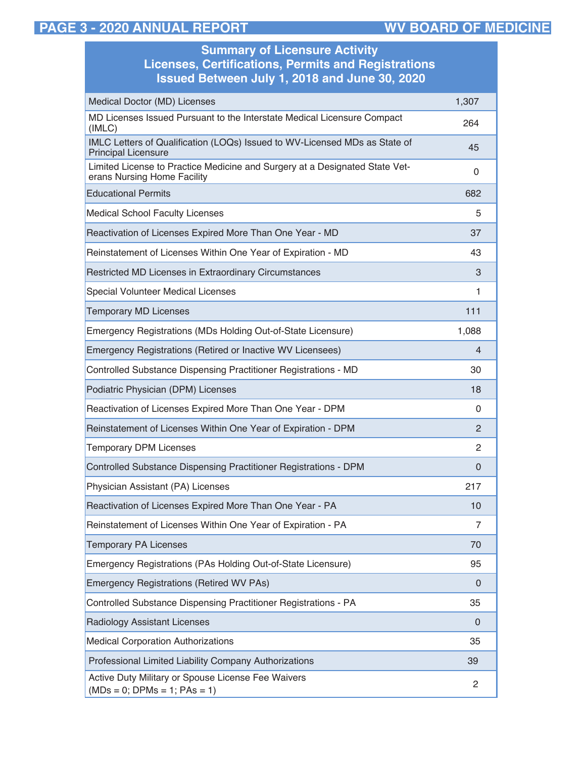## Summary of Licensure Activity
## Licenses, Certifications, Permits and Registrations
## Issued Between July 1, 2018 and June 30, 2020

| Summary of Licensure Activity | |
|---|---|
| Medical Doctor (MD) Licenses | 1,307 |
| MD Licenses Issued Pursuant to the Interstate Medical Licensure Compact (IMLC) | 264 |
| IMLC Letters of Qualification (LOQs) Issued to WV-Licensed MDs as State of Principal Licensure | 45 |
| Limited License to Practice Medicine and Surgery at a Designated State Veterans Nursing Home Facility | 0 |
| Educational Permits | 682 |
| Medical School Faculty Licenses | 5 |
| Reactivation of Licenses Expired More Than One Year - MD | 37 |
| Reinstatement of Licenses Within One Year of Expiration - MD | 43 |
| Restricted MD Licenses in Extraordinary Circumstances | 3 |
| Special Volunteer Medical Licenses | 1 |
| Temporary MD Licenses | 111 |
| Emergency Registrations (MDs Holding Out-of-State Licensure) | 1,088 |
| Emergency Registrations (Retired or Inactive WV Licensees) | 4 |
| Controlled Substance Dispensing Practitioner Registrations - MD | 30 |
| Podiatric Physician (DPM) Licenses | 18 |
| Reactivation of Licenses Expired More Than One Year - DPM | 0 |
| Reinstatement of Licenses Within One Year of Expiration - DPM | 2 |
| Temporary DPM Licenses | 2 |
| Controlled Substance Dispensing Practitioner Registrations - DPM | 0 |
| Physician Assistant (PA) Licenses | 217 |
| Reactivation of Licenses Expired More Than One Year - PA | 10 |
| Reinstatement of Licenses Within One Year of Expiration - PA | 7 |
| Temporary PA Licenses | 70 |
| Emergency Registrations (PAs Holding Out-of-State Licensure) | 95 |
| Emergency Registrations (Retired WV PAs) | 0 |
| Controlled Substance Dispensing Practitioner Registrations - PA | 35 |
| Radiology Assistant Licenses | 0 |
| Medical Corporation Authorizations | 35 |
| Professional Limited Liability Company Authorizations | 39 |
| Active Duty Military or Spouse License Fee Waivers (MDs = 0; DPMs = 1; PAs = 1) | 2 |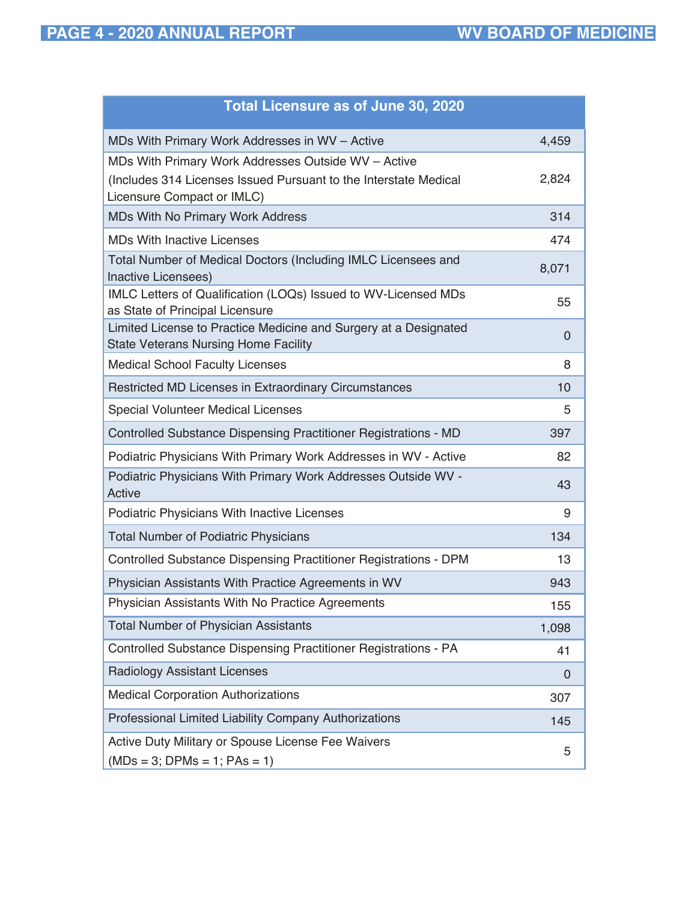| Total Licensure as of June 30, 2020 | |
|---|---|
| MDs With Primary Work Addresses in WV – Active | 4,459 |
| MDs With Primary Work Addresses Outside WV – Active (Includes 314 Licenses Issued Pursuant to the Interstate Medical Licensure Compact or IMLC) | 2,824 |
| MDs With No Primary Work Address | 314 |
| MDs With Inactive Licenses | 474 |
| Total Number of Medical Doctors (Including IMLC Licensees and Inactive Licensees) | 8,071 |
| IMLC Letters of Qualification (LOQs) Issued to WV-Licensed MDs as State of Principal Licensure | 55 |
| Limited License to Practice Medicine and Surgery at a Designated State Veterans Nursing Home Facility | 0 |
| Medical School Faculty Licenses | 8 |
| Restricted MD Licenses in Extraordinary Circumstances | 10 |
| Special Volunteer Medical Licenses | 5 |
| Controlled Substance Dispensing Practitioner Registrations - MD | 397 |
| Podiatric Physicians With Primary Work Addresses in WV - Active | 82 |
| Podiatric Physicians With Primary Work Addresses Outside WV - Active | 43 |
| Podiatric Physicians With Inactive Licenses | 9 |
| Total Number of Podiatric Physicians | 134 |
| Controlled Substance Dispensing Practitioner Registrations - DPM | 13 |
| Physician Assistants With Practice Agreements in WV | 943 |
| Physician Assistants With No Practice Agreements | 155 |
| Total Number of Physician Assistants | 1,098 |
| Controlled Substance Dispensing Practitioner Registrations - PA | 41 |
| Radiology Assistant Licenses | 0 |
| Medical Corporation Authorizations | 307 |
| Professional Limited Liability Company Authorizations | 145 |
| Active Duty Military or Spouse License Fee Waivers (MDs = 3; DPMs = 1; PAs = 1) | 5 |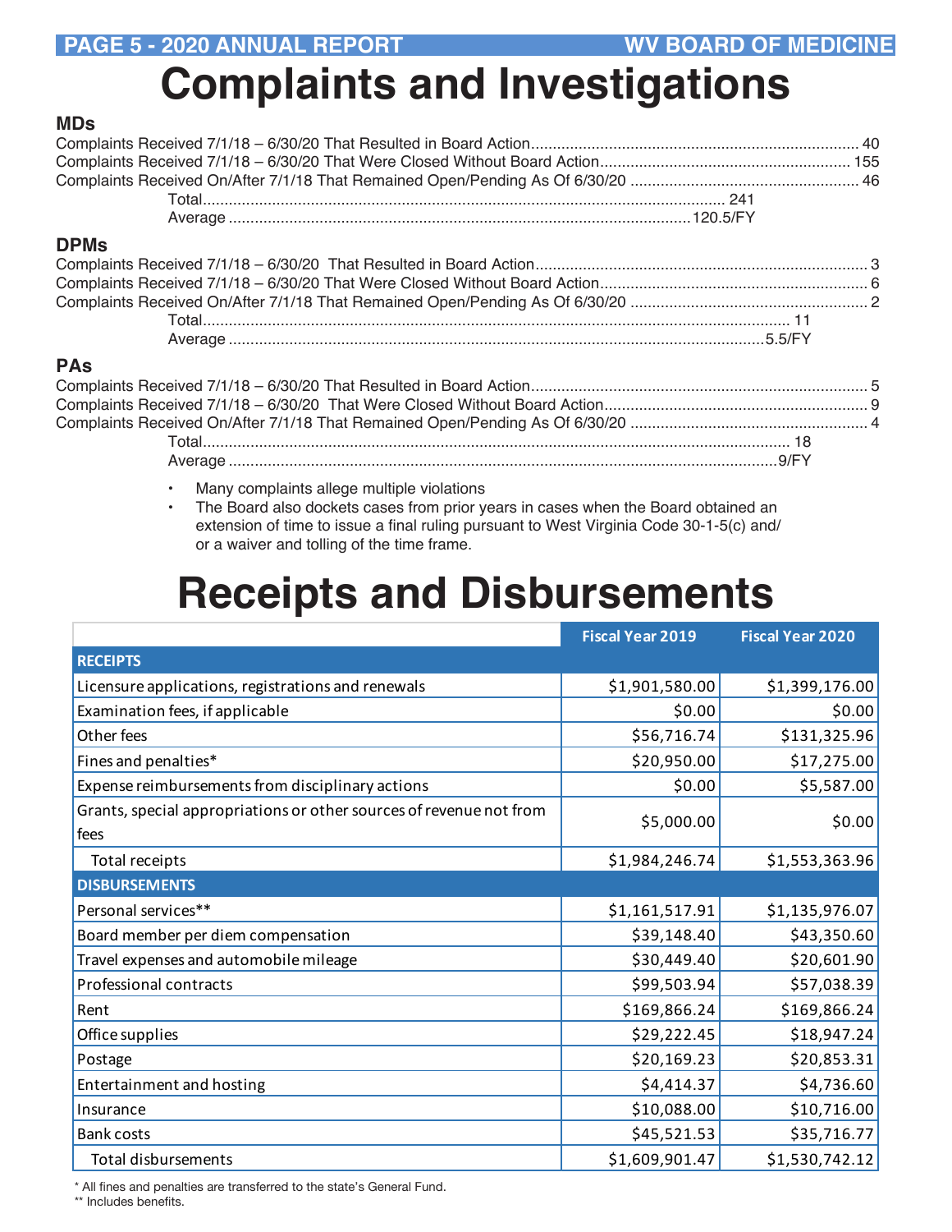# Complaints and Investigations

### MDs

Complaints Received 7/1/18 – 6/30/20 That Resulted in Board Action............ 40
Complaints Received 7/1/18 – 6/30/20 That Were Closed Without Board Action............ 155
Complaints Received On/After 7/1/18 That Remained Open/Pending As Of 6/30/20 ............ 46
Total............ 241
Average ............120.5/FY

### DPMs

Complaints Received 7/1/18 – 6/30/20 That Resulted in Board Action............ 3
Complaints Received 7/1/18 – 6/30/20 That Were Closed Without Board Action............ 6
Complaints Received On/After 7/1/18 That Remained Open/Pending As Of 6/30/20 ............ 2
Total............ 11
Average ............5.5/FY

### PAs

Complaints Received 7/1/18 – 6/30/20 That Resulted in Board Action............ 5
Complaints Received 7/1/18 – 6/30/20 That Were Closed Without Board Action............ 9
Complaints Received On/After 7/1/18 That Remained Open/Pending As Of 6/30/20 ............ 4
Total............ 18
Average ............9/FY

- Many complaints allege multiple violations
- The Board also dockets cases from prior years in cases when the Board obtained an extension of time to issue a final ruling pursuant to West Virginia Code 30-1-5(c) and/or a waiver and tolling of the time frame.

# Receipts and Disbursements

| | Fiscal Year 2019 | Fiscal Year 2020 |
|---|---|---|
| **RECEIPTS** | | |
| Licensure applications, registrations and renewals | $1,901,580.00 | $1,399,176.00 |
| Examination fees, if applicable | $0.00 | $0.00 |
| Other fees | $56,716.74 | $131,325.96 |
| Fines and penalties* | $20,950.00 | $17,275.00 |
| Expense reimbursements from disciplinary actions | $0.00 | $5,587.00 |
| Grants, special appropriations or other sources of revenue not from fees | $5,000.00 | $0.00 |
| Total receipts | $1,984,246.74 | $1,553,363.96 |
| **DISBURSEMENTS** | | |
| Personal services** | $1,161,517.91 | $1,135,976.07 |
| Board member per diem compensation | $39,148.40 | $43,350.60 |
| Travel expenses and automobile mileage | $30,449.40 | $20,601.90 |
| Professional contracts | $99,503.94 | $57,038.39 |
| Rent | $169,866.24 | $169,866.24 |
| Office supplies | $29,222.45 | $18,947.24 |
| Postage | $20,169.23 | $20,853.31 |
| Entertainment and hosting | $4,414.37 | $4,736.60 |
| Insurance | $10,088.00 | $10,716.00 |
| Bank costs | $45,521.53 | $35,716.77 |
| Total disbursements | $1,609,901.47 | $1,530,742.12 |

* All fines and penalties are transferred to the state's General Fund.
** Includes benefits.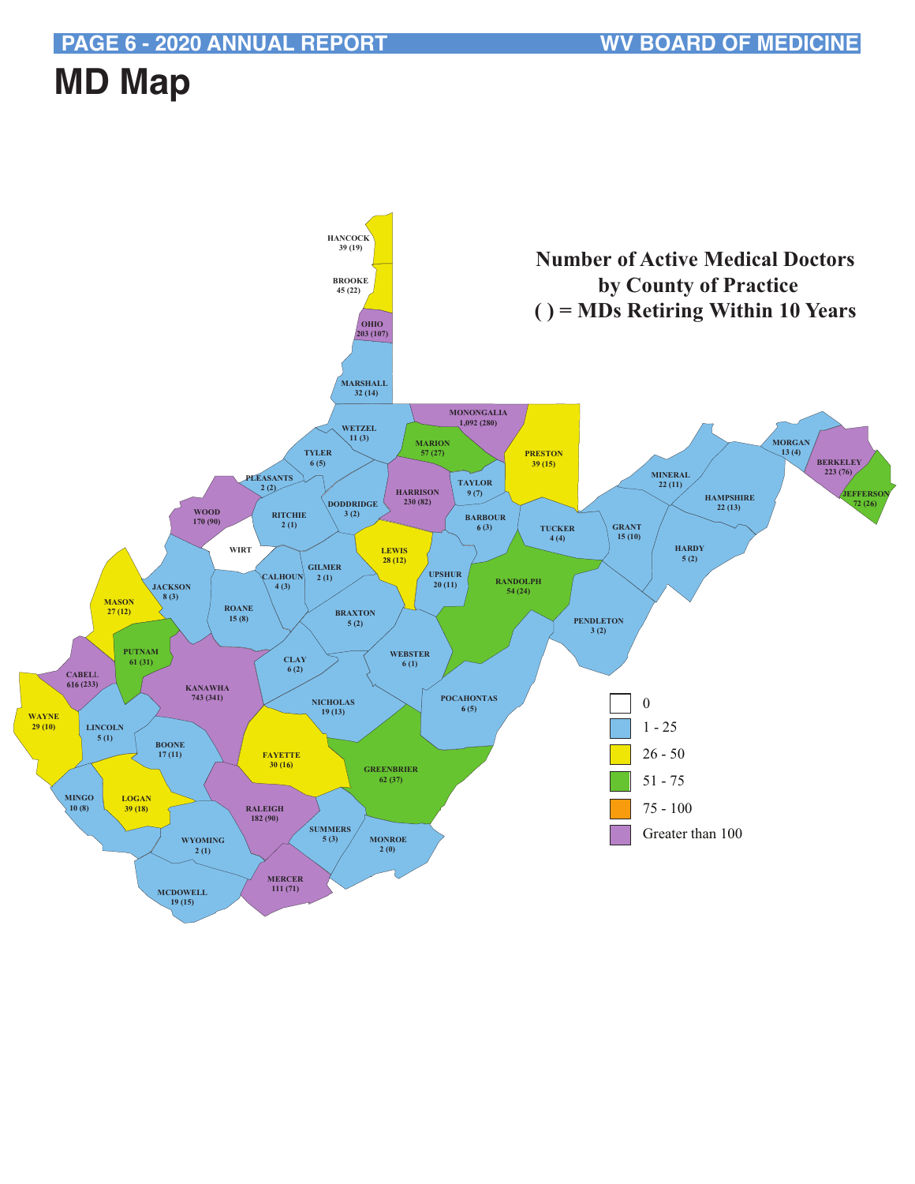# MD Map

## Number of Active Medical Doctors by County of Practice
## ( ) = MDs Retiring Within 10 Years

| County | Active MDs (Retiring Within 10 Years) |
|---|---|
| HANCOCK | 39 (19) |
| BROOKE | 45 (22) |
| OHIO | 203 (107) |
| MARSHALL | 32 (14) |
| WETZEL | 11 (3) |
| MONONGALIA | 1,092 (280) |
| MARION | 57 (27) |
| PRESTON | 39 (15) |
| TYLER | 6 (5) |
| PLEASANTS | 2 (2) |
| TAYLOR | 9 (7) |
| HARRISON | 230 (82) |
| DODDRIDGE | 3 (2) |
| MINERAL | 22 (11) |
| MORGAN | 13 (4) |
| BERKELEY | 223 (76) |
| HAMPSHIRE | 22 (13) |
| JEFFERSON | 72 (26) |
| WOOD | 170 (90) |
| RITCHIE | 2 (1) |
| BARBOUR | 6 (3) |
| TUCKER | 4 (4) |
| GRANT | 15 (10) |
| HARDY | 5 (2) |
| WIRT | |
| LEWIS | 28 (12) |
| GILMER | 2 (1) |
| CALHOUN | 4 (3) |
| UPSHUR | 20 (11) |
| RANDOLPH | 54 (24) |
| JACKSON | 8 (3) |
| MASON | 27 (12) |
| ROANE | 15 (8) |
| BRAXTON | 5 (2) |
| PENDLETON | 3 (2) |
| PUTNAM | 61 (31) |
| CLAY | 6 (2) |
| WEBSTER | 6 (1) |
| CABELL | 616 (233) |
| KANAWHA | 743 (341) |
| NICHOLAS | 19 (13) |
| POCAHONTAS | 6 (5) |
| WAYNE | 29 (10) |
| LINCOLN | 5 (1) |
| BOONE | 17 (11) |
| FAYETTE | 30 (16) |
| GREENBRIER | 62 (37) |
| MINGO | 10 (8) |
| LOGAN | 39 (18) |
| RALEIGH | 182 (90) |
| SUMMERS | 5 (3) |
| MONROE | 2 (0) |
| WYOMING | 2 (1) |
| MERCER | 111 (71) |
| MCDOWELL | 19 (15) |

Legend:
- 0
- 1 - 25
- 26 - 50
- 51 - 75
- 75 - 100
- Greater than 100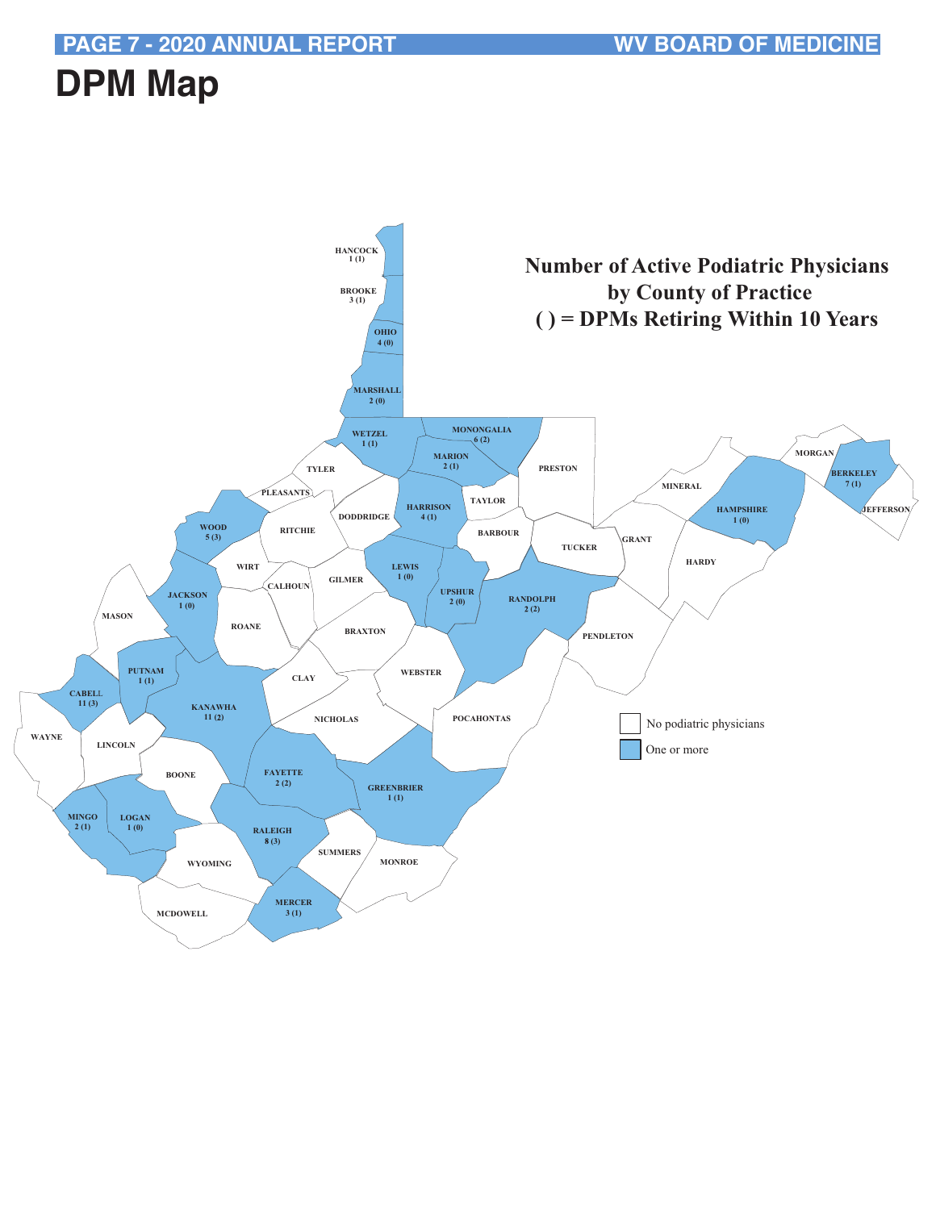# DPM Map

**Number of Active Podiatric Physicians by County of Practice**
**( ) = DPMs Retiring Within 10 Years**

| County | Active DPMs | Retiring Within 10 Years |
|---|---|---|
| HANCOCK | 1 | (1) |
| BROOKE | 3 | (1) |
| OHIO | 4 | (0) |
| MARSHALL | 2 | (0) |
| WETZEL | 1 | (1) |
| MONONGALIA | 6 | (2) |
| MARION | 2 | (1) |
| HARRISON | 4 | (1) |
| WOOD | 5 | (3) |
| LEWIS | 1 | (0) |
| UPSHUR | 2 | (0) |
| RANDOLPH | 2 | (2) |
| JACKSON | 1 | (0) |
| PUTNAM | 1 | (1) |
| CABELL | 11 | (3) |
| KANAWHA | 11 | (2) |
| FAYETTE | 2 | (2) |
| GREENBRIER | 1 | (1) |
| MINGO | 2 | (1) |
| LOGAN | 1 | (0) |
| RALEIGH | 8 | (3) |
| MERCER | 3 | (1) |
| HAMPSHIRE | 1 | (0) |
| BERKELEY | 7 | (1) |

Counties with no podiatric physicians: TYLER, PLEASANTS, RITCHIE, DODDRIDGE, TAYLOR, PRESTON, BARBOUR, TUCKER, MINERAL, GRANT, HARDY, MORGAN, JEFFERSON, WIRT, CALHOUN, GILMER, ROANE, BRAXTON, MASON, CLAY, WEBSTER, PENDLETON, POCAHONTAS, NICHOLAS, WAYNE, LINCOLN, BOONE, WYOMING, SUMMERS, MONROE, MCDOWELL

Legend:
- No podiatric physicians
- One or more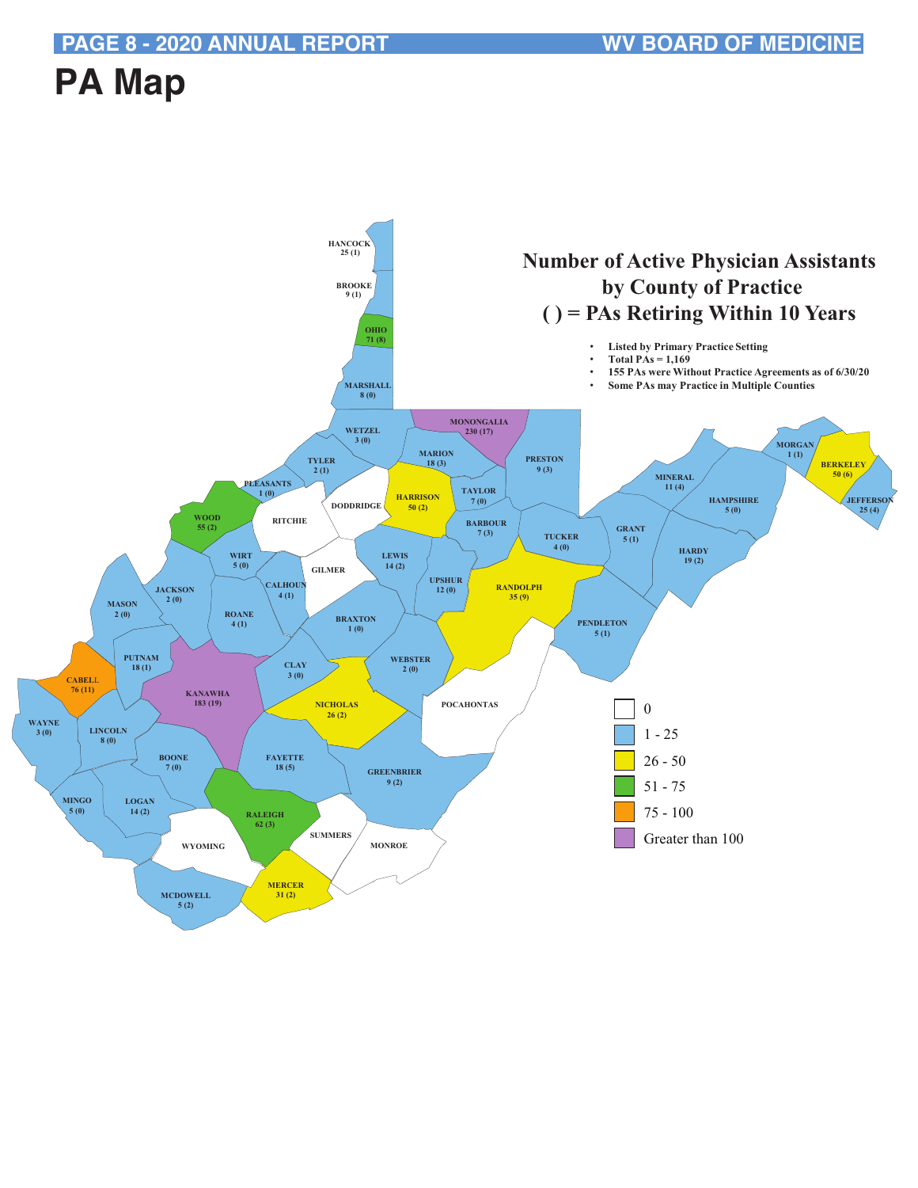# PA Map

## Number of Active Physician Assistants by County of Practice ( ) = PAs Retiring Within 10 Years

- Listed by Primary Practice Setting
- Total PAs = 1,169
- 155 PAs were Without Practice Agreements as of 6/30/20
- Some PAs may Practice in Multiple Counties

HANCOCK 25 (1)
BROOKE 9 (1)
OHIO 71 (8)
MARSHALL 8 (0)
WETZEL 3 (0)
MONONGALIA 230 (17)
MARION 18 (3)
PRESTON 9 (3)
TYLER 2 (1)
PLEASANTS 1 (0)
DODDRIDGE
HARRISON 50 (2)
TAYLOR 7 (0)
WOOD 55 (2)
RITCHIE
BARBOUR 7 (3)
TUCKER 4 (0)
MINERAL 11 (4)
HAMPSHIRE 5 (0)
MORGAN 1 (1)
BERKELEY 50 (6)
JEFFERSON 25 (4)
GRANT 5 (1)
HARDY 19 (2)
WIRT 5 (0)
GILMER
LEWIS 14 (2)
UPSHUR 12 (0)
RANDOLPH 35 (9)
JACKSON 2 (0)
CALHOUN 4 (1)
MASON 2 (0)
ROANE 4 (1)
BRAXTON 1 (0)
PENDLETON 5 (1)
PUTNAM 18 (1)
CLAY 3 (0)
WEBSTER 2 (0)
CABELL 76 (11)
KANAWHA 183 (19)
NICHOLAS 26 (2)
POCAHONTAS
WAYNE 3 (0)
LINCOLN 8 (0)
BOONE 7 (0)
FAYETTE 18 (5)
GREENBRIER 9 (2)
MINGO 5 (0)
LOGAN 14 (2)
RALEIGH 62 (3)
SUMMERS
MONROE
WYOMING
MERCER 31 (2)
MCDOWELL 5 (2)

0
1 - 25
26 - 50
51 - 75
75 - 100
Greater than 100